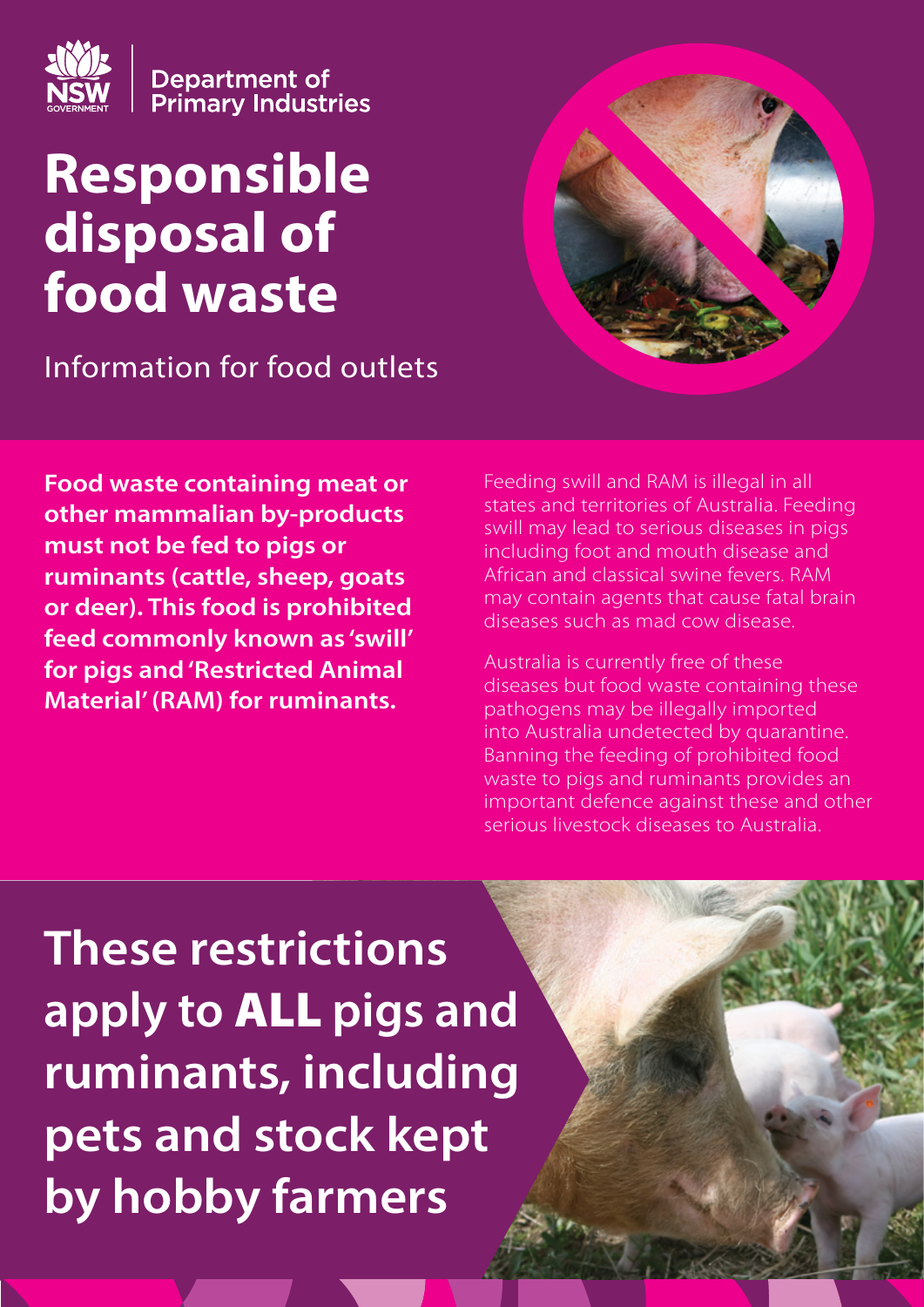Department of Primary Industries

# Responsible disposal of food waste

Information for food outlets

**Food waste containing meat or other mammalian by-products must not be fed to pigs or ruminants (cattle, sheep, goats or deer). This food is prohibited feed commonly known as 'swill' for pigs and 'Restricted Animal Material' (RAM) for ruminants.**

Feeding swill and RAM is illegal in all states and territories of Australia. Feeding swill may lead to serious diseases in pigs including foot and mouth disease and African and classical swine fevers. RAM may contain agents that cause fatal brain diseases such as mad cow disease.

Australia is currently free of these diseases but food waste containing these pathogens may be illegally imported into Australia undetected by quarantine. Banning the feeding of prohibited food waste to pigs and ruminants provides an important defence against these and other serious livestock diseases to Australia.

## These restrictions apply to ALL pigs and ruminants, including pets and stock kept by hobby farmers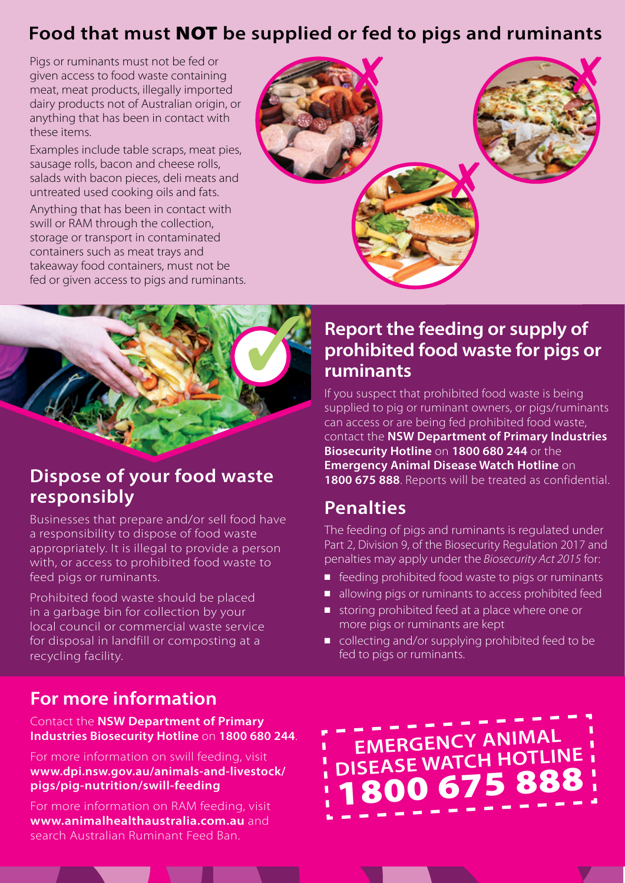## Food that must **NOT** be supplied or fed to pigs and ruminants

Pigs or ruminants must not be fed or given access to food waste containing meat, meat products, illegally imported dairy products not of Australian origin, or anything that has been in contact with these items.

Examples include table scraps, meat pies, sausage rolls, bacon and cheese rolls, salads with bacon pieces, deli meats and untreated used cooking oils and fats.

Anything that has been in contact with swill or RAM through the collection, storage or transport in contaminated containers such as meat trays and takeaway food containers, must not be fed or given access to pigs and ruminants.

## Dispose of your food waste responsibly

Businesses that prepare and/or sell food have a responsibility to dispose of food waste appropriately. It is illegal to provide a person with, or access to prohibited food waste to feed pigs or ruminants.

Prohibited food waste should be placed in a garbage bin for collection by your local council or commercial waste service for disposal in landfill or composting at a recycling facility.

## Report the feeding or supply of prohibited food waste for pigs or ruminants

If you suspect that prohibited food waste is being supplied to pig or ruminant owners, or pigs/ruminants can access or are being fed prohibited food waste, contact the **NSW Department of Primary Industries Biosecurity Hotline** on **1800 680 244** or the **Emergency Animal Disease Watch Hotline** on **1800 675 888**. Reports will be treated as confidential.

## Penalties

The feeding of pigs and ruminants is regulated under Part 2, Division 9, of the Biosecurity Regulation 2017 and penalties may apply under the *Biosecurity Act 2015* for:

- feeding prohibited food waste to pigs or ruminants
- allowing pigs or ruminants to access prohibited feed
- storing prohibited feed at a place where one or more pigs or ruminants are kept
- collecting and/or supplying prohibited feed to be fed to pigs or ruminants.

## For more information

Contact the **NSW Department of Primary Industries Biosecurity Hotline** on **1800 680 244**.

For more information on swill feeding, visit **www.dpi.nsw.gov.au/animals-and-livestock/pigs/pig-nutrition/swill-feeding**

For more information on RAM feeding, visit **www.animalhealthaustralia.com.au** and search Australian Ruminant Feed Ban.

**EMERGENCY ANIMAL DISEASE WATCH HOTLINE**
**1800 675 888**